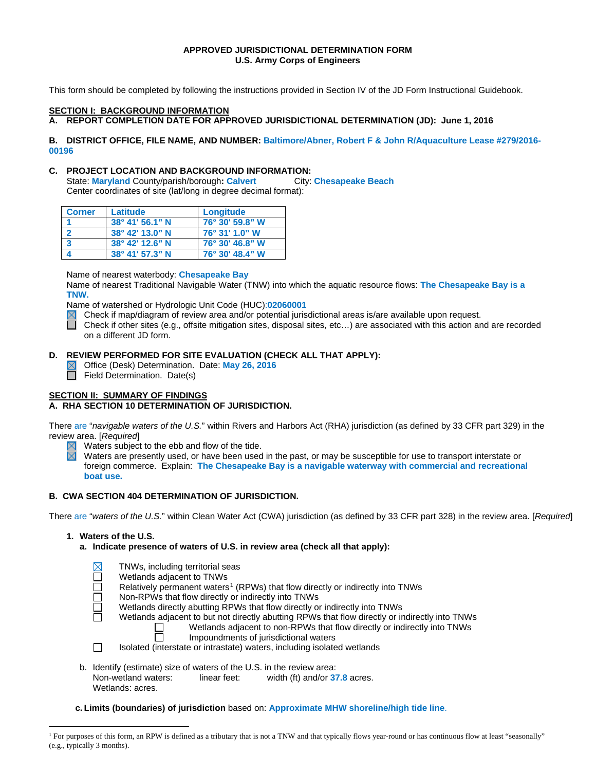# APPROVED JURISDICTIONAL DETERMINATION FORM
## U.S. Army Corps of Engineers

This form should be completed by following the instructions provided in Section IV of the JD Form Instructional Guidebook.

## SECTION I: BACKGROUND INFORMATION

**A. REPORT COMPLETION DATE FOR APPROVED JURISDICTIONAL DETERMINATION (JD): June 1, 2016**

**B. DISTRICT OFFICE, FILE NAME, AND NUMBER: Baltimore/Abner, Robert F & John R/Aquaculture Lease #279/2016-00196**

**C. PROJECT LOCATION AND BACKGROUND INFORMATION:**

State: **Maryland** County/parish/borough**: Calvert** City: **Chesapeake Beach**

Center coordinates of site (lat/long in degree decimal format):

| Corner | Latitude | Longitude |
|---|---|---|
| 1 | 38° 41' 56.1" N | 76° 30' 59.8" W |
| 2 | 38° 42' 13.0" N | 76° 31' 1.0" W |
| 3 | 38° 42' 12.6" N | 76° 30' 46.8" W |
| 4 | 38° 41' 57.3" N | 76° 30' 48.4" W |

Name of nearest waterbody: **Chesapeake Bay**

Name of nearest Traditional Navigable Water (TNW) into which the aquatic resource flows: **The Chesapeake Bay is a TNW.**

Name of watershed or Hydrologic Unit Code (HUC):**02060001**

☒ Check if map/diagram of review area and/or potential jurisdictional areas is/are available upon request.

☐ Check if other sites (e.g., offsite mitigation sites, disposal sites, etc…) are associated with this action and are recorded on a different JD form.

**D. REVIEW PERFORMED FOR SITE EVALUATION (CHECK ALL THAT APPLY):**

☒ Office (Desk) Determination. Date: **May 26, 2016**

☐ Field Determination. Date(s)

## SECTION II: SUMMARY OF FINDINGS

**A. RHA SECTION 10 DETERMINATION OF JURISDICTION.**

There are "*navigable waters of the U.S.*" within Rivers and Harbors Act (RHA) jurisdiction (as defined by 33 CFR part 329) in the review area. [*Required*]

☒ Waters subject to the ebb and flow of the tide.

☒ Waters are presently used, or have been used in the past, or may be susceptible for use to transport interstate or foreign commerce. Explain: **The Chesapeake Bay is a navigable waterway with commercial and recreational boat use.**

**B. CWA SECTION 404 DETERMINATION OF JURISDICTION.**

There are "*waters of the U.S.*" within Clean Water Act (CWA) jurisdiction (as defined by 33 CFR part 328) in the review area. [*Required*]

**1. Waters of the U.S.**

**a. Indicate presence of waters of U.S. in review area (check all that apply):**

☒ TNWs, including territorial seas

☐ Wetlands adjacent to TNWs

☐ Relatively permanent waters[1] (RPWs) that flow directly or indirectly into TNWs

☐ Non-RPWs that flow directly or indirectly into TNWs

☐ Wetlands directly abutting RPWs that flow directly or indirectly into TNWs

☐ Wetlands adjacent to but not directly abutting RPWs that flow directly or indirectly into TNWs

- ☐ Wetlands adjacent to non-RPWs that flow directly or indirectly into TNWs
- ☐ Impoundments of jurisdictional waters

☐ Isolated (interstate or intrastate) waters, including isolated wetlands

b. Identify (estimate) size of waters of the U.S. in the review area:

Non-wetland waters: linear feet: width (ft) and/or **37.8** acres.

Wetlands: acres.

**c. Limits (boundaries) of jurisdiction** based on: **Approximate MHW shoreline/high tide line**.

[1] For purposes of this form, an RPW is defined as a tributary that is not a TNW and that typically flows year-round or has continuous flow at least "seasonally" (e.g., typically 3 months).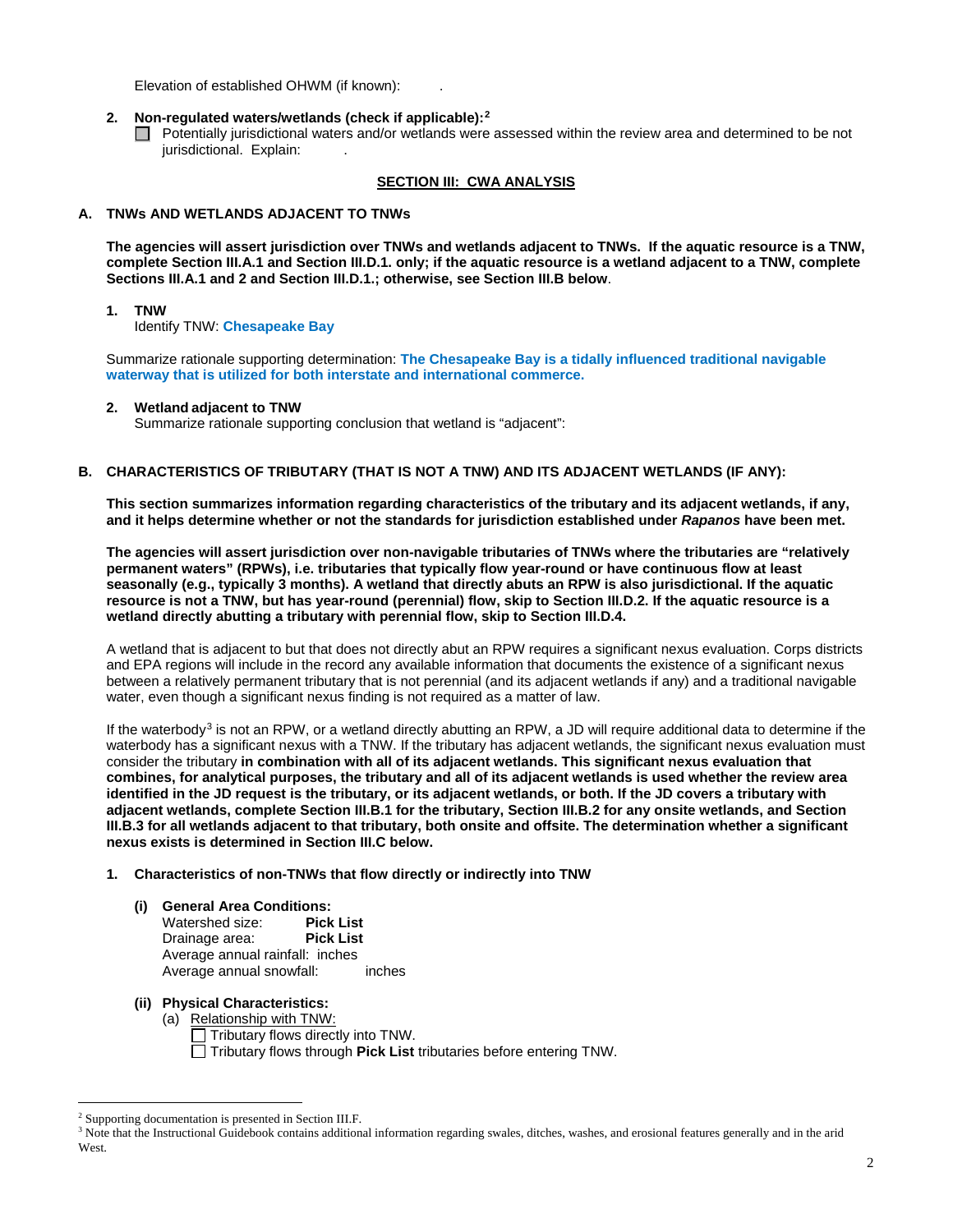Elevation of established OHWM (if known): .

**2. Non-regulated waters/wetlands (check if applicable):**[2]

☐ Potentially jurisdictional waters and/or wetlands were assessed within the review area and determined to be not jurisdictional. Explain: .

## SECTION III: CWA ANALYSIS

### A. TNWs AND WETLANDS ADJACENT TO TNWs

**The agencies will assert jurisdiction over TNWs and wetlands adjacent to TNWs. If the aquatic resource is a TNW, complete Section III.A.1 and Section III.D.1. only; if the aquatic resource is a wetland adjacent to a TNW, complete Sections III.A.1 and 2 and Section III.D.1.; otherwise, see Section III.B below**.

**1. TNW**

Identify TNW: **Chesapeake Bay**

Summarize rationale supporting determination: **The Chesapeake Bay is a tidally influenced traditional navigable waterway that is utilized for both interstate and international commerce.**

**2. Wetland adjacent to TNW**

Summarize rationale supporting conclusion that wetland is "adjacent":

### B. CHARACTERISTICS OF TRIBUTARY (THAT IS NOT A TNW) AND ITS ADJACENT WETLANDS (IF ANY):

**This section summarizes information regarding characteristics of the tributary and its adjacent wetlands, if any, and it helps determine whether or not the standards for jurisdiction established under *Rapanos* have been met.**

**The agencies will assert jurisdiction over non-navigable tributaries of TNWs where the tributaries are "relatively permanent waters" (RPWs), i.e. tributaries that typically flow year-round or have continuous flow at least seasonally (e.g., typically 3 months). A wetland that directly abuts an RPW is also jurisdictional. If the aquatic resource is not a TNW, but has year-round (perennial) flow, skip to Section III.D.2. If the aquatic resource is a wetland directly abutting a tributary with perennial flow, skip to Section III.D.4.**

A wetland that is adjacent to but that does not directly abut an RPW requires a significant nexus evaluation. Corps districts and EPA regions will include in the record any available information that documents the existence of a significant nexus between a relatively permanent tributary that is not perennial (and its adjacent wetlands if any) and a traditional navigable water, even though a significant nexus finding is not required as a matter of law.

If the waterbody[3] is not an RPW, or a wetland directly abutting an RPW, a JD will require additional data to determine if the waterbody has a significant nexus with a TNW. If the tributary has adjacent wetlands, the significant nexus evaluation must consider the tributary **in combination with all of its adjacent wetlands. This significant nexus evaluation that combines, for analytical purposes, the tributary and all of its adjacent wetlands is used whether the review area identified in the JD request is the tributary, or its adjacent wetlands, or both. If the JD covers a tributary with adjacent wetlands, complete Section III.B.1 for the tributary, Section III.B.2 for any onsite wetlands, and Section III.B.3 for all wetlands adjacent to that tributary, both onsite and offsite. The determination whether a significant nexus exists is determined in Section III.C below.**

**1. Characteristics of non-TNWs that flow directly or indirectly into TNW**

**(i) General Area Conditions:**

Watershed size: **Pick List**
Drainage area: **Pick List**
Average annual rainfall: inches
Average annual snowfall: inches

**(ii) Physical Characteristics:**

(a) Relationship with TNW:

☐ Tributary flows directly into TNW.
☐ Tributary flows through **Pick List** tributaries before entering TNW.

---

[2] Supporting documentation is presented in Section III.F.

[3] Note that the Instructional Guidebook contains additional information regarding swales, ditches, washes, and erosional features generally and in the arid West.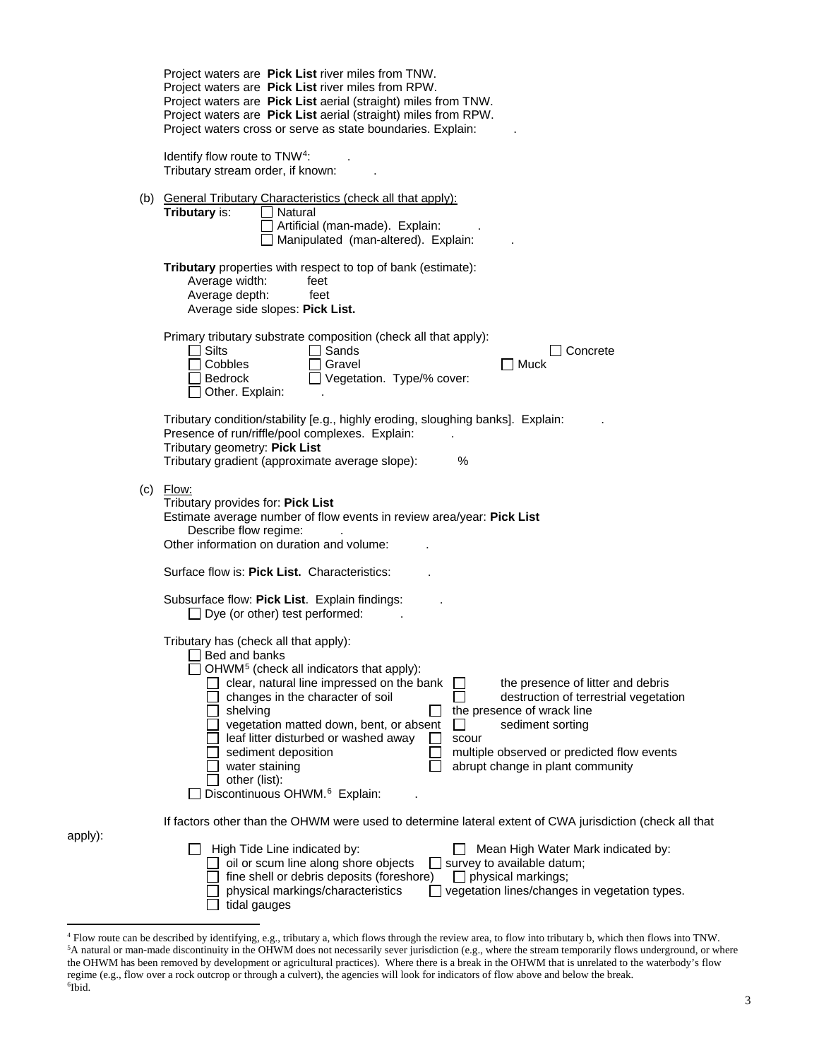Project waters are **Pick List** river miles from TNW.
Project waters are **Pick List** river miles from RPW.
Project waters are **Pick List** aerial (straight) miles from TNW.
Project waters are **Pick List** aerial (straight) miles from RPW.
Project waters cross or serve as state boundaries. Explain: .

Identify flow route to TNW[4]: .
Tributary stream order, if known: .

(b) General Tributary Characteristics (check all that apply):

**Tributary** is:
- ☐ Natural
- ☐ Artificial (man-made). Explain: .
- ☐ Manipulated (man-altered). Explain: .

**Tributary** properties with respect to top of bank (estimate):
- Average width: feet
- Average depth: feet
- Average side slopes: **Pick List.**

Primary tributary substrate composition (check all that apply):
- ☐ Silts
- ☐ Sands
- ☐ Concrete
- ☐ Cobbles
- ☐ Gravel
- ☐ Muck
- ☐ Bedrock
- ☐ Vegetation. Type/% cover:
- ☐ Other. Explain: .

Tributary condition/stability [e.g., highly eroding, sloughing banks]. Explain: .
Presence of run/riffle/pool complexes. Explain: .
Tributary geometry: **Pick List**
Tributary gradient (approximate average slope): %

(c) Flow:

Tributary provides for: **Pick List**
Estimate average number of flow events in review area/year: **Pick List**
Describe flow regime: .
Other information on duration and volume: .

Surface flow is: **Pick List.** Characteristics: .

Subsurface flow: **Pick List**. Explain findings: .
- ☐ Dye (or other) test performed: .

Tributary has (check all that apply):
- ☐ Bed and banks
- ☐ OHWM[5] (check all indicators that apply):
  - ☐ clear, natural line impressed on the bank
  - ☐ the presence of litter and debris
  - ☐ changes in the character of soil
  - ☐ destruction of terrestrial vegetation
  - ☐ shelving
  - ☐ the presence of wrack line
  - ☐ vegetation matted down, bent, or absent
  - ☐ sediment sorting
  - ☐ leaf litter disturbed or washed away
  - ☐ scour
  - ☐ sediment deposition
  - ☐ multiple observed or predicted flow events
  - ☐ water staining
  - ☐ abrupt change in plant community
  - ☐ other (list):
- ☐ Discontinuous OHWM.[6] Explain: .

If factors other than the OHWM were used to determine lateral extent of CWA jurisdiction (check all that apply):
- ☐ High Tide Line indicated by:
  - ☐ oil or scum line along shore objects
  - ☐ fine shell or debris deposits (foreshore)
  - ☐ physical markings/characteristics
  - ☐ tidal gauges
- ☐ Mean High Water Mark indicated by:
  - ☐ survey to available datum;
  - ☐ physical markings;
  - ☐ vegetation lines/changes in vegetation types.

---

[4] Flow route can be described by identifying, e.g., tributary a, which flows through the review area, to flow into tributary b, which then flows into TNW.
[5] A natural or man-made discontinuity in the OHWM does not necessarily sever jurisdiction (e.g., where the stream temporarily flows underground, or where the OHWM has been removed by development or agricultural practices). Where there is a break in the OHWM that is unrelated to the waterbody's flow regime (e.g., flow over a rock outcrop or through a culvert), the agencies will look for indicators of flow above and below the break.
[6] Ibid.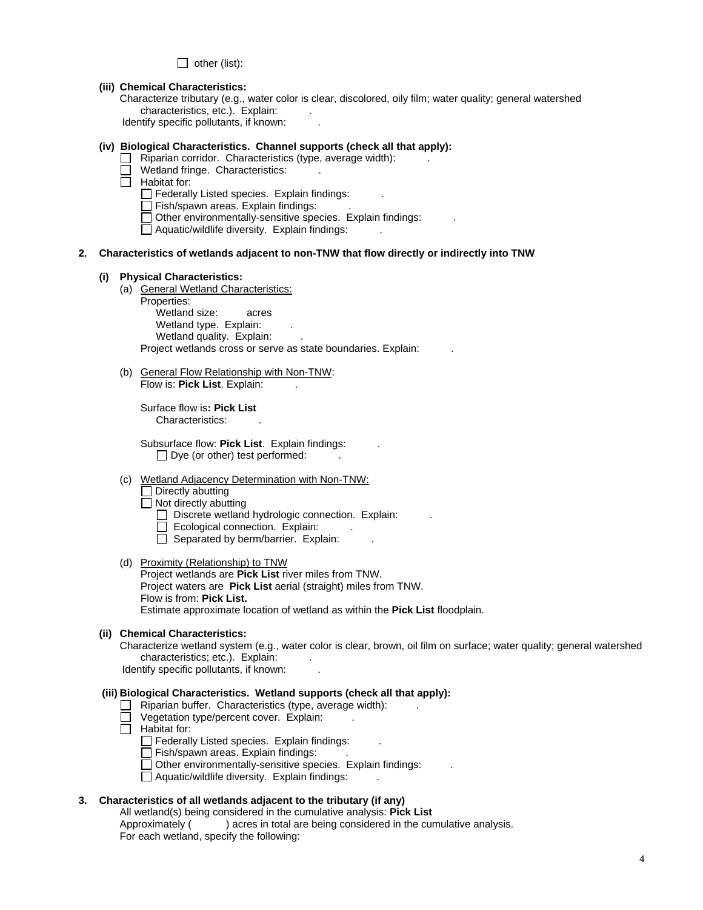- ☐ other (list):

**(iii) Chemical Characteristics:**

Characterize tributary (e.g., water color is clear, discolored, oily film; water quality; general watershed characteristics, etc.). Explain: .

Identify specific pollutants, if known: .

**(iv) Biological Characteristics. Channel supports (check all that apply):**

- ☐ Riparian corridor. Characteristics (type, average width): .
- ☐ Wetland fringe. Characteristics: .
- ☐ Habitat for:
  - ☐ Federally Listed species. Explain findings: .
  - ☐ Fish/spawn areas. Explain findings: .
  - ☐ Other environmentally-sensitive species. Explain findings: .
  - ☐ Aquatic/wildlife diversity. Explain findings: .

**2. Characteristics of wetlands adjacent to non-TNW that flow directly or indirectly into TNW**

**(i) Physical Characteristics:**

(a) General Wetland Characteristics:

Properties:

Wetland size: acres

Wetland type. Explain: .

Wetland quality. Explain: .

Project wetlands cross or serve as state boundaries. Explain: .

(b) General Flow Relationship with Non-TNW:

Flow is: **Pick List**. Explain: .

Surface flow is**: Pick List**

Characteristics: .

Subsurface flow: **Pick List**. Explain findings: .

- ☐ Dye (or other) test performed: .

(c) Wetland Adjacency Determination with Non-TNW:

- ☐ Directly abutting
- ☐ Not directly abutting
  - ☐ Discrete wetland hydrologic connection. Explain: .
  - ☐ Ecological connection. Explain: .
  - ☐ Separated by berm/barrier. Explain: .

(d) Proximity (Relationship) to TNW

Project wetlands are **Pick List** river miles from TNW.

Project waters are **Pick List** aerial (straight) miles from TNW.

Flow is from: **Pick List.**

Estimate approximate location of wetland as within the **Pick List** floodplain.

**(ii) Chemical Characteristics:**

Characterize wetland system (e.g., water color is clear, brown, oil film on surface; water quality; general watershed characteristics; etc.). Explain: .

Identify specific pollutants, if known: .

**(iii) Biological Characteristics. Wetland supports (check all that apply):**

- ☐ Riparian buffer. Characteristics (type, average width): .
- ☐ Vegetation type/percent cover. Explain: .
- ☐ Habitat for:
  - ☐ Federally Listed species. Explain findings: .
  - ☐ Fish/spawn areas. Explain findings: .
  - ☐ Other environmentally-sensitive species. Explain findings: .
  - ☐ Aquatic/wildlife diversity. Explain findings: .

**3. Characteristics of all wetlands adjacent to the tributary (if any)**

All wetland(s) being considered in the cumulative analysis: **Pick List**

Approximately ( ) acres in total are being considered in the cumulative analysis.

For each wetland, specify the following: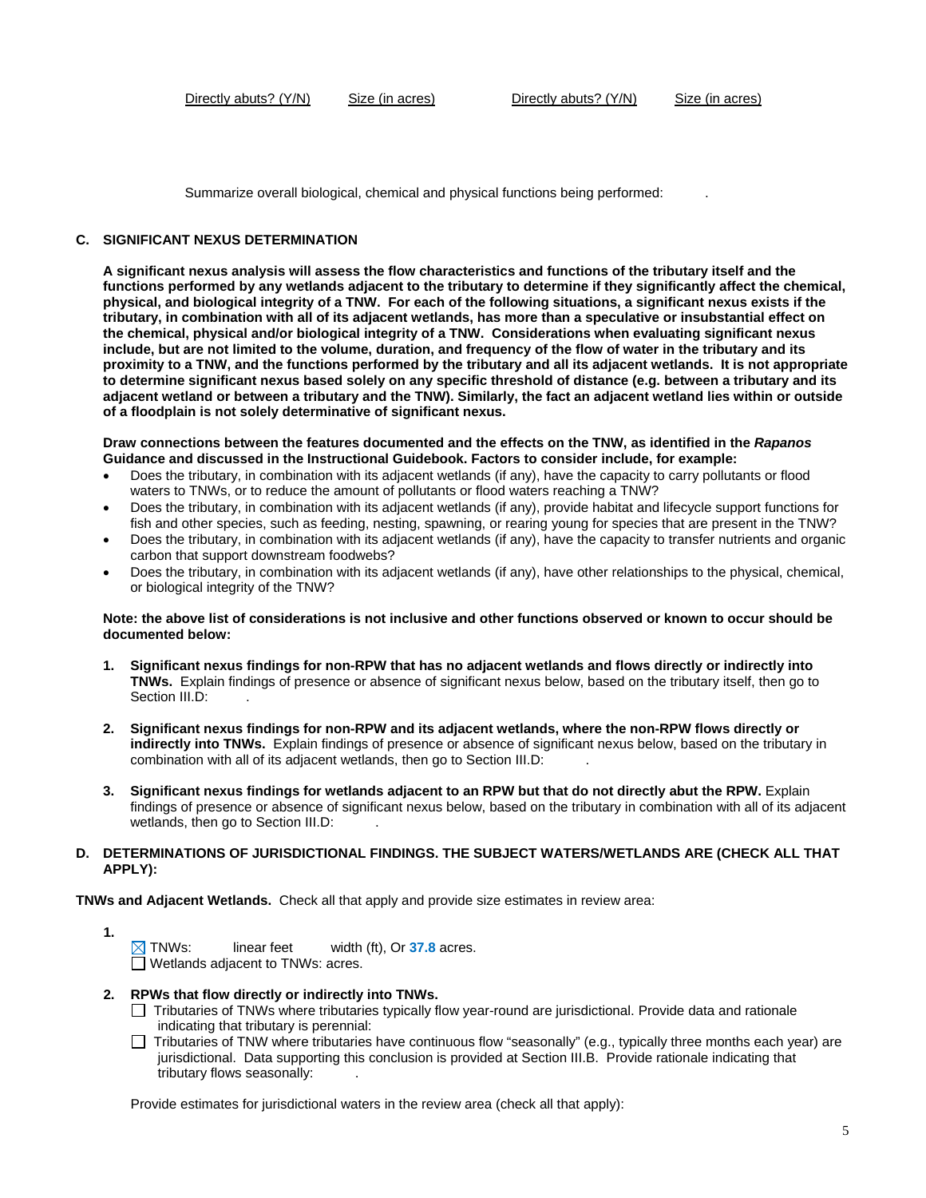| Directly abuts? (Y/N) | Size (in acres) | Directly abuts? (Y/N) | Size (in acres) |
|---|---|---|---|

Summarize overall biological, chemical and physical functions being performed: .

## C. SIGNIFICANT NEXUS DETERMINATION

**A significant nexus analysis will assess the flow characteristics and functions of the tributary itself and the functions performed by any wetlands adjacent to the tributary to determine if they significantly affect the chemical, physical, and biological integrity of a TNW. For each of the following situations, a significant nexus exists if the tributary, in combination with all of its adjacent wetlands, has more than a speculative or insubstantial effect on the chemical, physical and/or biological integrity of a TNW. Considerations when evaluating significant nexus include, but are not limited to the volume, duration, and frequency of the flow of water in the tributary and its proximity to a TNW, and the functions performed by the tributary and all its adjacent wetlands. It is not appropriate to determine significant nexus based solely on any specific threshold of distance (e.g. between a tributary and its adjacent wetland or between a tributary and the TNW). Similarly, the fact an adjacent wetland lies within or outside of a floodplain is not solely determinative of significant nexus.**

**Draw connections between the features documented and the effects on the TNW, as identified in the *Rapanos* Guidance and discussed in the Instructional Guidebook. Factors to consider include, for example:**

- Does the tributary, in combination with its adjacent wetlands (if any), have the capacity to carry pollutants or flood waters to TNWs, or to reduce the amount of pollutants or flood waters reaching a TNW?
- Does the tributary, in combination with its adjacent wetlands (if any), provide habitat and lifecycle support functions for fish and other species, such as feeding, nesting, spawning, or rearing young for species that are present in the TNW?
- Does the tributary, in combination with its adjacent wetlands (if any), have the capacity to transfer nutrients and organic carbon that support downstream foodwebs?
- Does the tributary, in combination with its adjacent wetlands (if any), have other relationships to the physical, chemical, or biological integrity of the TNW?

**Note: the above list of considerations is not inclusive and other functions observed or known to occur should be documented below:**

1. **Significant nexus findings for non-RPW that has no adjacent wetlands and flows directly or indirectly into TNWs.** Explain findings of presence or absence of significant nexus below, based on the tributary itself, then go to Section III.D: .

2. **Significant nexus findings for non-RPW and its adjacent wetlands, where the non-RPW flows directly or indirectly into TNWs.** Explain findings of presence or absence of significant nexus below, based on the tributary in combination with all of its adjacent wetlands, then go to Section III.D: .

3. **Significant nexus findings for wetlands adjacent to an RPW but that do not directly abut the RPW.** Explain findings of presence or absence of significant nexus below, based on the tributary in combination with all of its adjacent wetlands, then go to Section III.D: .

## D. DETERMINATIONS OF JURISDICTIONAL FINDINGS. THE SUBJECT WATERS/WETLANDS ARE (CHECK ALL THAT APPLY):

**TNWs and Adjacent Wetlands.** Check all that apply and provide size estimates in review area:

**1.**
- ☒ TNWs: linear feet width (ft), Or **37.8** acres.
- ☐ Wetlands adjacent to TNWs: acres.

**2. RPWs that flow directly or indirectly into TNWs.**
- ☐ Tributaries of TNWs where tributaries typically flow year-round are jurisdictional. Provide data and rationale indicating that tributary is perennial:
- ☐ Tributaries of TNW where tributaries have continuous flow "seasonally" (e.g., typically three months each year) are jurisdictional. Data supporting this conclusion is provided at Section III.B. Provide rationale indicating that tributary flows seasonally: .

Provide estimates for jurisdictional waters in the review area (check all that apply):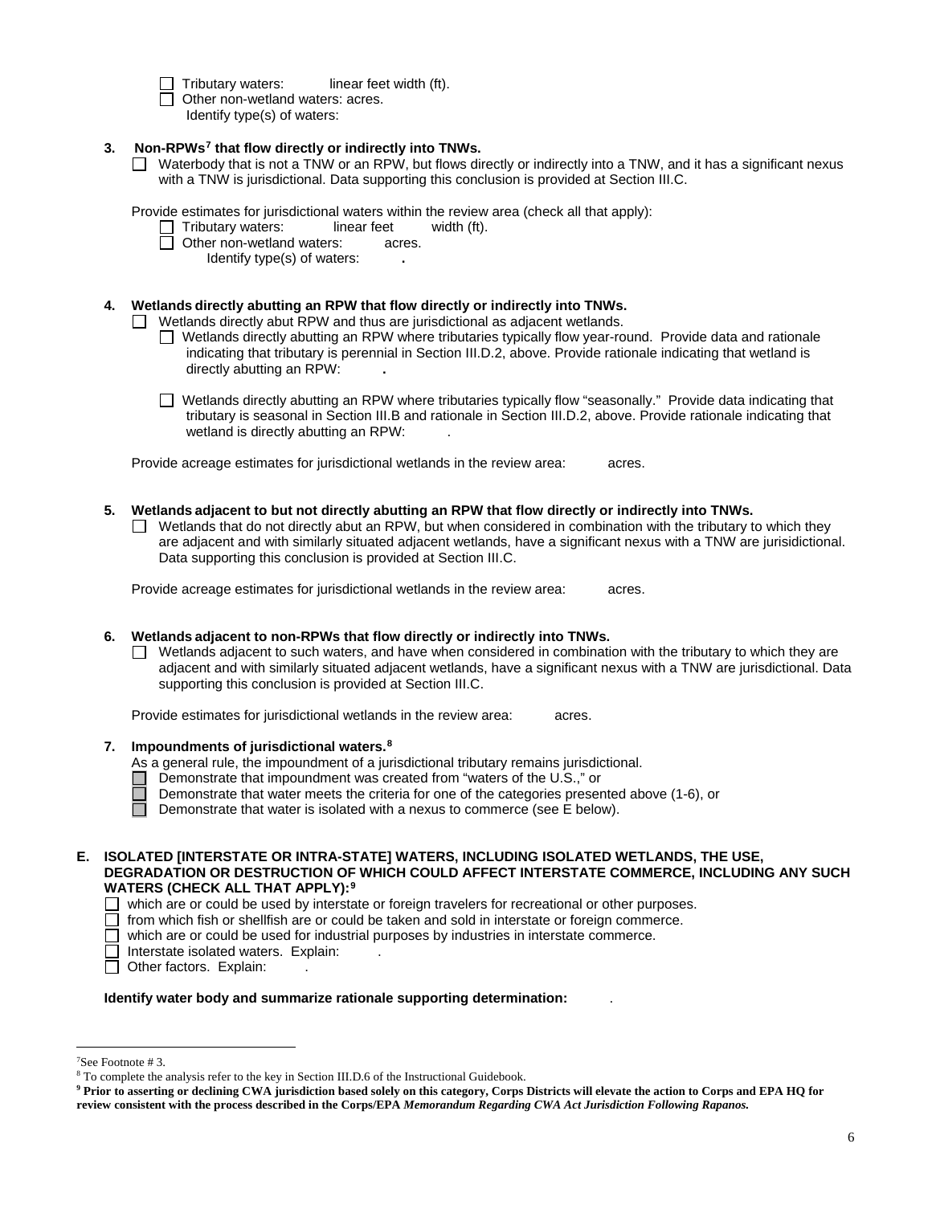☐ Tributary waters: linear feet width (ft).
☐ Other non-wetland waters: acres.
Identify type(s) of waters:

**3. Non-RPWs[7] that flow directly or indirectly into TNWs.**

☐ Waterbody that is not a TNW or an RPW, but flows directly or indirectly into a TNW, and it has a significant nexus with a TNW is jurisdictional. Data supporting this conclusion is provided at Section III.C.

Provide estimates for jurisdictional waters within the review area (check all that apply):

☐ Tributary waters: linear feet width (ft).
☐ Other non-wetland waters: acres.
Identify type(s) of waters: **.**

**4. Wetlands directly abutting an RPW that flow directly or indirectly into TNWs.**

☐ Wetlands directly abut RPW and thus are jurisdictional as adjacent wetlands.

☐ Wetlands directly abutting an RPW where tributaries typically flow year-round. Provide data and rationale indicating that tributary is perennial in Section III.D.2, above. Provide rationale indicating that wetland is directly abutting an RPW: **.**

☐ Wetlands directly abutting an RPW where tributaries typically flow "seasonally." Provide data indicating that tributary is seasonal in Section III.B and rationale in Section III.D.2, above. Provide rationale indicating that wetland is directly abutting an RPW: .

Provide acreage estimates for jurisdictional wetlands in the review area: acres.

**5. Wetlands adjacent to but not directly abutting an RPW that flow directly or indirectly into TNWs.**

☐ Wetlands that do not directly abut an RPW, but when considered in combination with the tributary to which they are adjacent and with similarly situated adjacent wetlands, have a significant nexus with a TNW are jurisidictional. Data supporting this conclusion is provided at Section III.C.

Provide acreage estimates for jurisdictional wetlands in the review area: acres.

**6. Wetlands adjacent to non-RPWs that flow directly or indirectly into TNWs.**

☐ Wetlands adjacent to such waters, and have when considered in combination with the tributary to which they are adjacent and with similarly situated adjacent wetlands, have a significant nexus with a TNW are jurisdictional. Data supporting this conclusion is provided at Section III.C.

Provide estimates for jurisdictional wetlands in the review area: acres.

**7. Impoundments of jurisdictional waters.[8]**

As a general rule, the impoundment of a jurisdictional tributary remains jurisdictional.

☐ Demonstrate that impoundment was created from "waters of the U.S.," or
☐ Demonstrate that water meets the criteria for one of the categories presented above (1-6), or
☐ Demonstrate that water is isolated with a nexus to commerce (see E below).

**E. ISOLATED [INTERSTATE OR INTRA-STATE] WATERS, INCLUDING ISOLATED WETLANDS, THE USE, DEGRADATION OR DESTRUCTION OF WHICH COULD AFFECT INTERSTATE COMMERCE, INCLUDING ANY SUCH WATERS (CHECK ALL THAT APPLY):[9]**

☐ which are or could be used by interstate or foreign travelers for recreational or other purposes.
☐ from which fish or shellfish are or could be taken and sold in interstate or foreign commerce.
☐ which are or could be used for industrial purposes by industries in interstate commerce.
☐ Interstate isolated waters. Explain: .
☐ Other factors. Explain: .

**Identify water body and summarize rationale supporting determination:** .

---

[7]See Footnote # 3.

[8] To complete the analysis refer to the key in Section III.D.6 of the Instructional Guidebook.

[9] **Prior to asserting or declining CWA jurisdiction based solely on this category, Corps Districts will elevate the action to Corps and EPA HQ for review consistent with the process described in the Corps/EPA *Memorandum Regarding CWA Act Jurisdiction Following Rapanos.***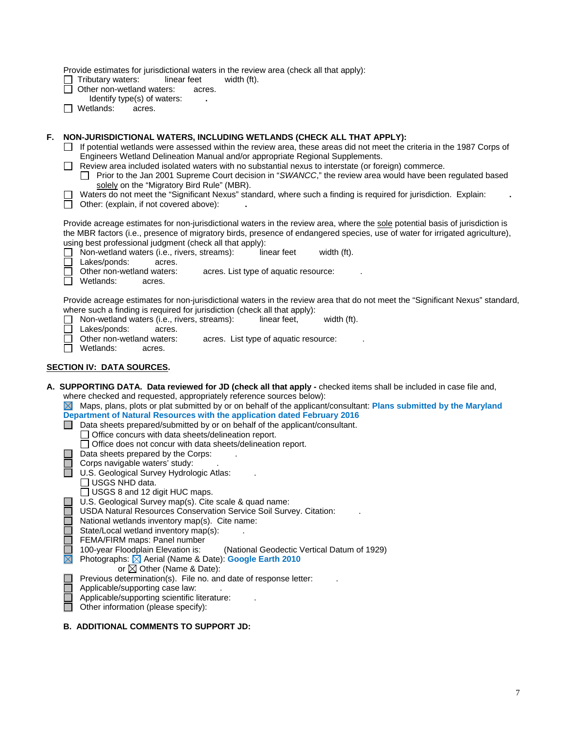Provide estimates for jurisdictional waters in the review area (check all that apply):

☐ Tributary waters: linear feet width (ft).
☐ Other non-wetland waters: acres.
 Identify type(s) of waters: .
☐ Wetlands: acres.

**F. NON-JURISDICTIONAL WATERS, INCLUDING WETLANDS (CHECK ALL THAT APPLY):**

☐ If potential wetlands were assessed within the review area, these areas did not meet the criteria in the 1987 Corps of Engineers Wetland Delineation Manual and/or appropriate Regional Supplements.
☐ Review area included isolated waters with no substantial nexus to interstate (or foreign) commerce.
 ☐ Prior to the Jan 2001 Supreme Court decision in "*SWANCC*," the review area would have been regulated based solely on the "Migratory Bird Rule" (MBR).
☐ Waters do not meet the "Significant Nexus" standard, where such a finding is required for jurisdiction. Explain: .
☐ Other: (explain, if not covered above): .

Provide acreage estimates for non-jurisdictional waters in the review area, where the sole potential basis of jurisdiction is the MBR factors (i.e., presence of migratory birds, presence of endangered species, use of water for irrigated agriculture), using best professional judgment (check all that apply):

☐ Non-wetland waters (i.e., rivers, streams): linear feet width (ft).
☐ Lakes/ponds: acres.
☐ Other non-wetland waters: acres. List type of aquatic resource: .
☐ Wetlands: acres.

Provide acreage estimates for non-jurisdictional waters in the review area that do not meet the "Significant Nexus" standard, where such a finding is required for jurisdiction (check all that apply):

☐ Non-wetland waters (i.e., rivers, streams): linear feet, width (ft).
☐ Lakes/ponds: acres.
☐ Other non-wetland waters: acres. List type of aquatic resource: .
☐ Wetlands: acres.

## SECTION IV: DATA SOURCES.

**A. SUPPORTING DATA. Data reviewed for JD (check all that apply -** checked items shall be included in case file and, where checked and requested, appropriately reference sources below):

☒ Maps, plans, plots or plat submitted by or on behalf of the applicant/consultant: **Plans submitted by the Maryland Department of Natural Resources with the application dated February 2016**
☐ Data sheets prepared/submitted by or on behalf of the applicant/consultant.
 ☐ Office concurs with data sheets/delineation report.
 ☐ Office does not concur with data sheets/delineation report.
☐ Data sheets prepared by the Corps: .
☐ Corps navigable waters' study: .
☐ U.S. Geological Survey Hydrologic Atlas: .
 ☐ USGS NHD data.
 ☐ USGS 8 and 12 digit HUC maps.
☐ U.S. Geological Survey map(s). Cite scale & quad name:
☐ USDA Natural Resources Conservation Service Soil Survey. Citation: .
☐ National wetlands inventory map(s). Cite name:
☐ State/Local wetland inventory map(s): .
☐ FEMA/FIRM maps: Panel number
☐ 100-year Floodplain Elevation is: (National Geodectic Vertical Datum of 1929)
☒ Photographs: ☒ Aerial (Name & Date): **Google Earth 2010**
 or ☒ Other (Name & Date):
☐ Previous determination(s). File no. and date of response letter: .
☐ Applicable/supporting case law: .
☐ Applicable/supporting scientific literature: .
☐ Other information (please specify):

**B. ADDITIONAL COMMENTS TO SUPPORT JD:**